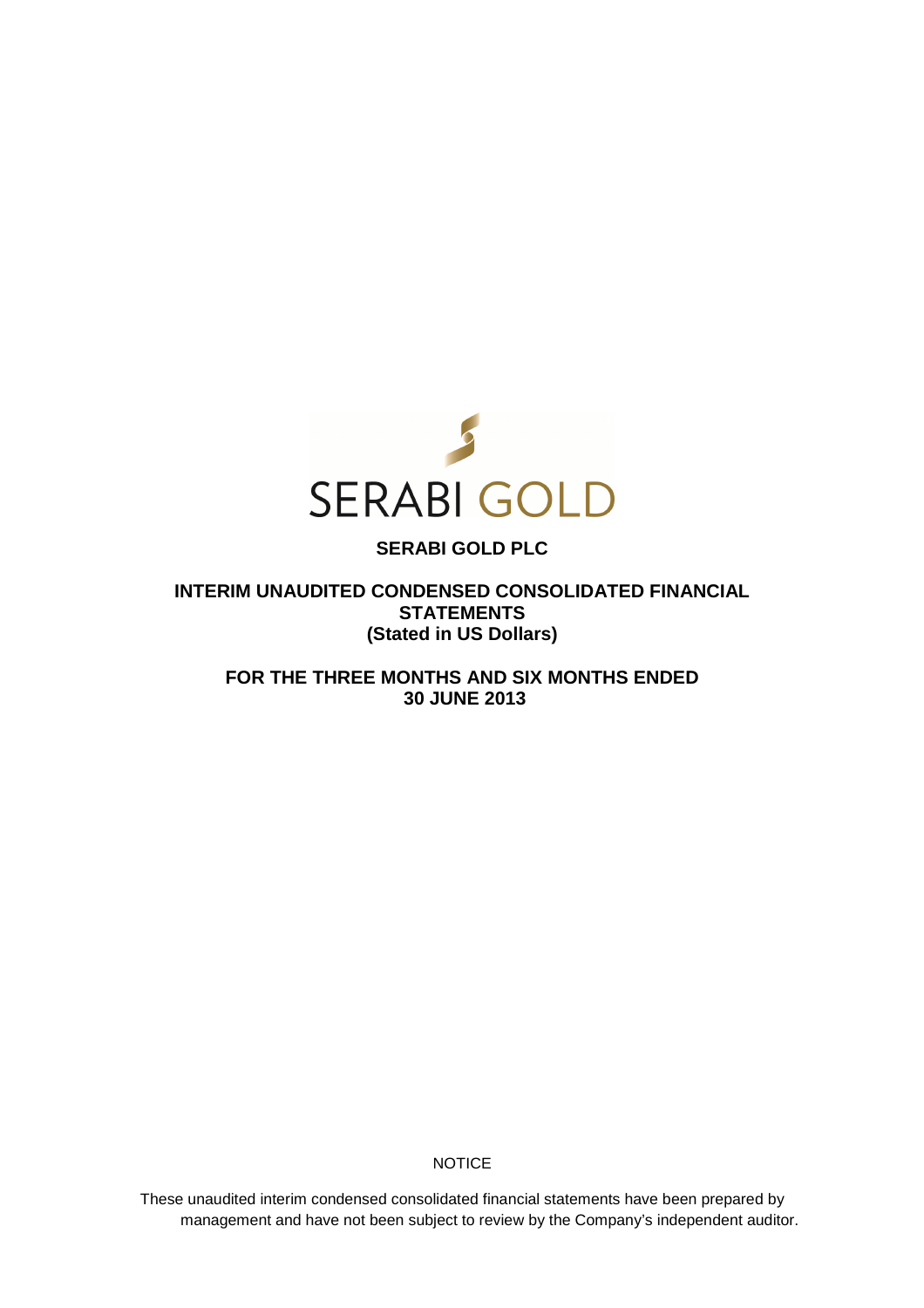SERABI GOLD

# SERABI GOLD PLC

## INTERIM UNAUDITED CONDENSED CONSOLIDATED FINANCIAL STATEMENTS
## (Stated in US Dollars)

## FOR THE THREE MONTHS AND SIX MONTHS ENDED 30 JUNE 2013

NOTICE

These unaudited interim condensed consolidated financial statements have been prepared by management and have not been subject to review by the Company's independent auditor.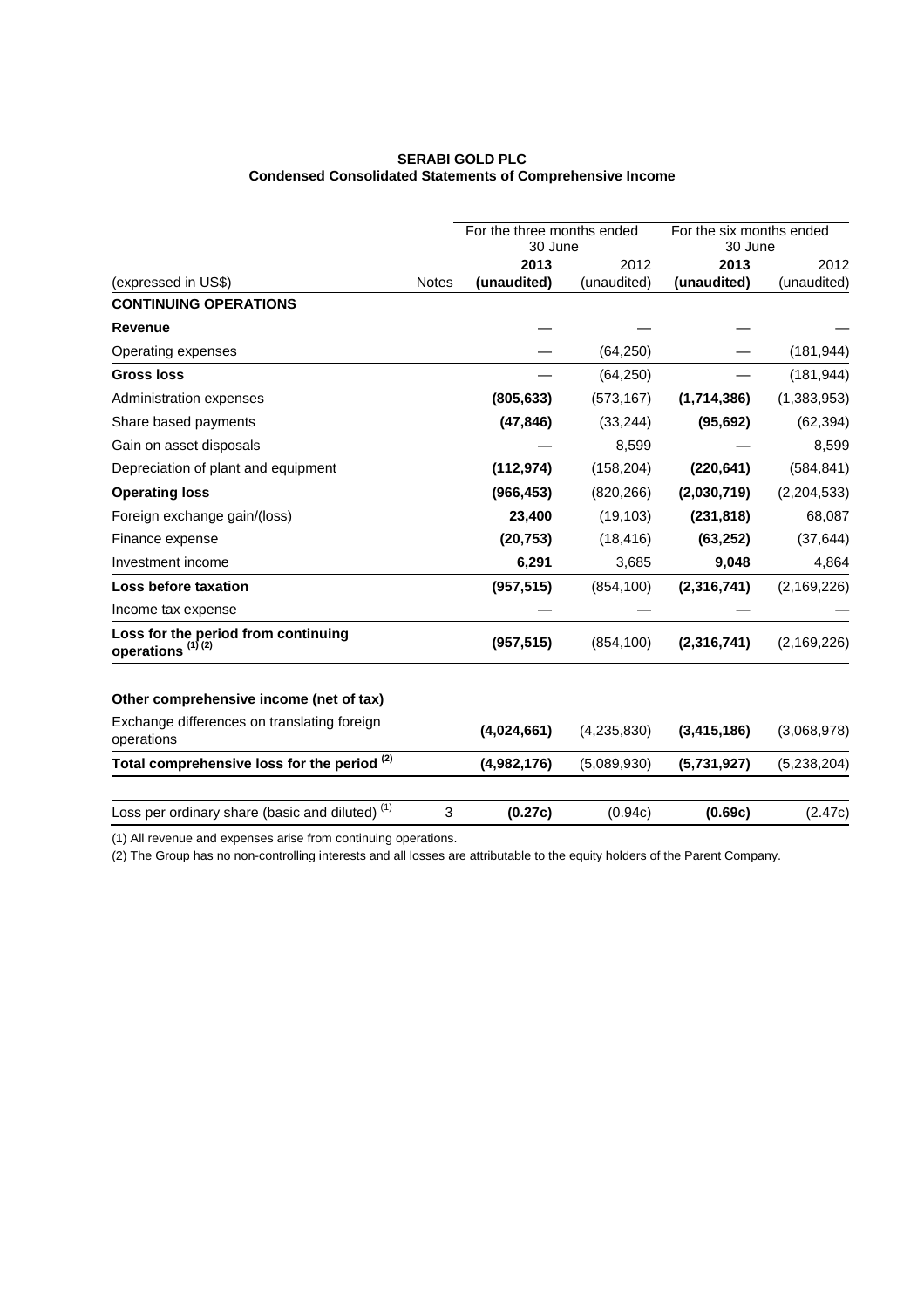**SERABI GOLD PLC**
**Condensed Consolidated Statements of Comprehensive Income**

| | | For the three months ended 30 June | | For the six months ended 30 June | |
|---|---|---|---|---|---|
| | | **2013** | 2012 | **2013** | 2012 |
| (expressed in US$) | Notes | **(unaudited)** | (unaudited) | **(unaudited)** | (unaudited) |
| **CONTINUING OPERATIONS** | | | | | |
| **Revenue** | | — | — | — | — |
| Operating expenses | | — | (64,250) | — | (181,944) |
| **Gross loss** | | — | (64,250) | — | (181,944) |
| Administration expenses | | **(805,633)** | (573,167) | **(1,714,386)** | (1,383,953) |
| Share based payments | | **(47,846)** | (33,244) | **(95,692)** | (62,394) |
| Gain on asset disposals | | — | 8,599 | — | 8,599 |
| Depreciation of plant and equipment | | **(112,974)** | (158,204) | **(220,641)** | (584,841) |
| **Operating loss** | | **(966,453)** | (820,266) | **(2,030,719)** | (2,204,533) |
| Foreign exchange gain/(loss) | | **23,400** | (19,103) | **(231,818)** | 68,087 |
| Finance expense | | **(20,753)** | (18,416) | **(63,252)** | (37,644) |
| Investment income | | **6,291** | 3,685 | **9,048** | 4,864 |
| **Loss before taxation** | | **(957,515)** | (854,100) | **(2,316,741)** | (2,169,226) |
| Income tax expense | | — | — | — | — |
| **Loss for the period from continuing operations (1) (2)** | | **(957,515)** | (854,100) | **(2,316,741)** | (2,169,226) |
| | | | | | |
| **Other comprehensive income (net of tax)** | | | | | |
| Exchange differences on translating foreign operations | | **(4,024,661)** | (4,235,830) | **(3,415,186)** | (3,068,978) |
| **Total comprehensive loss for the period (2)** | | **(4,982,176)** | (5,089,930) | **(5,731,927)** | (5,238,204) |
| | | | | | |
| Loss per ordinary share (basic and diluted) (1) | 3 | **(0.27c)** | (0.94c) | **(0.69c)** | (2.47c) |

(1) All revenue and expenses arise from continuing operations.

(2) The Group has no non-controlling interests and all losses are attributable to the equity holders of the Parent Company.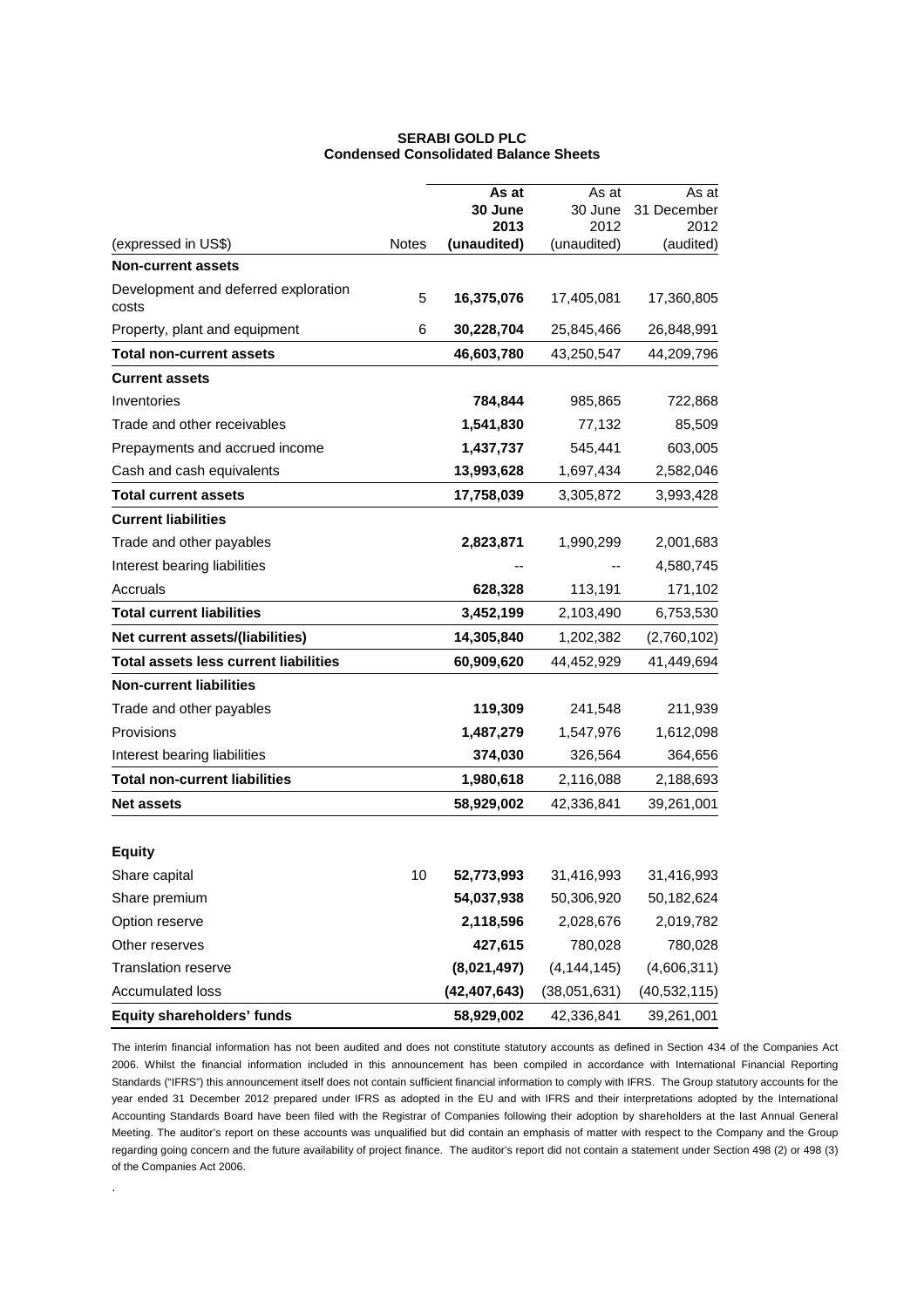**SERABI GOLD PLC**
**Condensed Consolidated Balance Sheets**

| (expressed in US$) | Notes | **As at 30 June 2013 (unaudited)** | As at 30 June 2012 (unaudited) | As at 31 December 2012 (audited) |
|---|---|---|---|---|
| **Non-current assets** | | | | |
| Development and deferred exploration costs | 5 | **16,375,076** | 17,405,081 | 17,360,805 |
| Property, plant and equipment | 6 | **30,228,704** | 25,845,466 | 26,848,991 |
| **Total non-current assets** | | **46,603,780** | 43,250,547 | 44,209,796 |
| **Current assets** | | | | |
| Inventories | | **784,844** | 985,865 | 722,868 |
| Trade and other receivables | | **1,541,830** | 77,132 | 85,509 |
| Prepayments and accrued income | | **1,437,737** | 545,441 | 603,005 |
| Cash and cash equivalents | | **13,993,628** | 1,697,434 | 2,582,046 |
| **Total current assets** | | **17,758,039** | 3,305,872 | 3,993,428 |
| **Current liabilities** | | | | |
| Trade and other payables | | **2,823,871** | 1,990,299 | 2,001,683 |
| Interest bearing liabilities | | -- | -- | 4,580,745 |
| Accruals | | **628,328** | 113,191 | 171,102 |
| **Total current liabilities** | | **3,452,199** | 2,103,490 | 6,753,530 |
| **Net current assets/(liabilities)** | | **14,305,840** | 1,202,382 | (2,760,102) |
| **Total assets less current liabilities** | | **60,909,620** | 44,452,929 | 41,449,694 |
| **Non-current liabilities** | | | | |
| Trade and other payables | | **119,309** | 241,548 | 211,939 |
| Provisions | | **1,487,279** | 1,547,976 | 1,612,098 |
| Interest bearing liabilities | | **374,030** | 326,564 | 364,656 |
| **Total non-current liabilities** | | **1,980,618** | 2,116,088 | 2,188,693 |
| **Net assets** | | **58,929,002** | 42,336,841 | 39,261,001 |
| | | | | |
| **Equity** | | | | |
| Share capital | 10 | **52,773,993** | 31,416,993 | 31,416,993 |
| Share premium | | **54,037,938** | 50,306,920 | 50,182,624 |
| Option reserve | | **2,118,596** | 2,028,676 | 2,019,782 |
| Other reserves | | **427,615** | 780,028 | 780,028 |
| Translation reserve | | **(8,021,497)** | (4,144,145) | (4,606,311) |
| Accumulated loss | | **(42,407,643)** | (38,051,631) | (40,532,115) |
| **Equity shareholders' funds** | | **58,929,002** | 42,336,841 | 39,261,001 |

The interim financial information has not been audited and does not constitute statutory accounts as defined in Section 434 of the Companies Act 2006. Whilst the financial information included in this announcement has been compiled in accordance with International Financial Reporting Standards ("IFRS") this announcement itself does not contain sufficient financial information to comply with IFRS. The Group statutory accounts for the year ended 31 December 2012 prepared under IFRS as adopted in the EU and with IFRS and their interpretations adopted by the International Accounting Standards Board have been filed with the Registrar of Companies following their adoption by shareholders at the last Annual General Meeting. The auditor's report on these accounts was unqualified but did contain an emphasis of matter with respect to the Company and the Group regarding going concern and the future availability of project finance. The auditor's report did not contain a statement under Section 498 (2) or 498 (3) of the Companies Act 2006.

.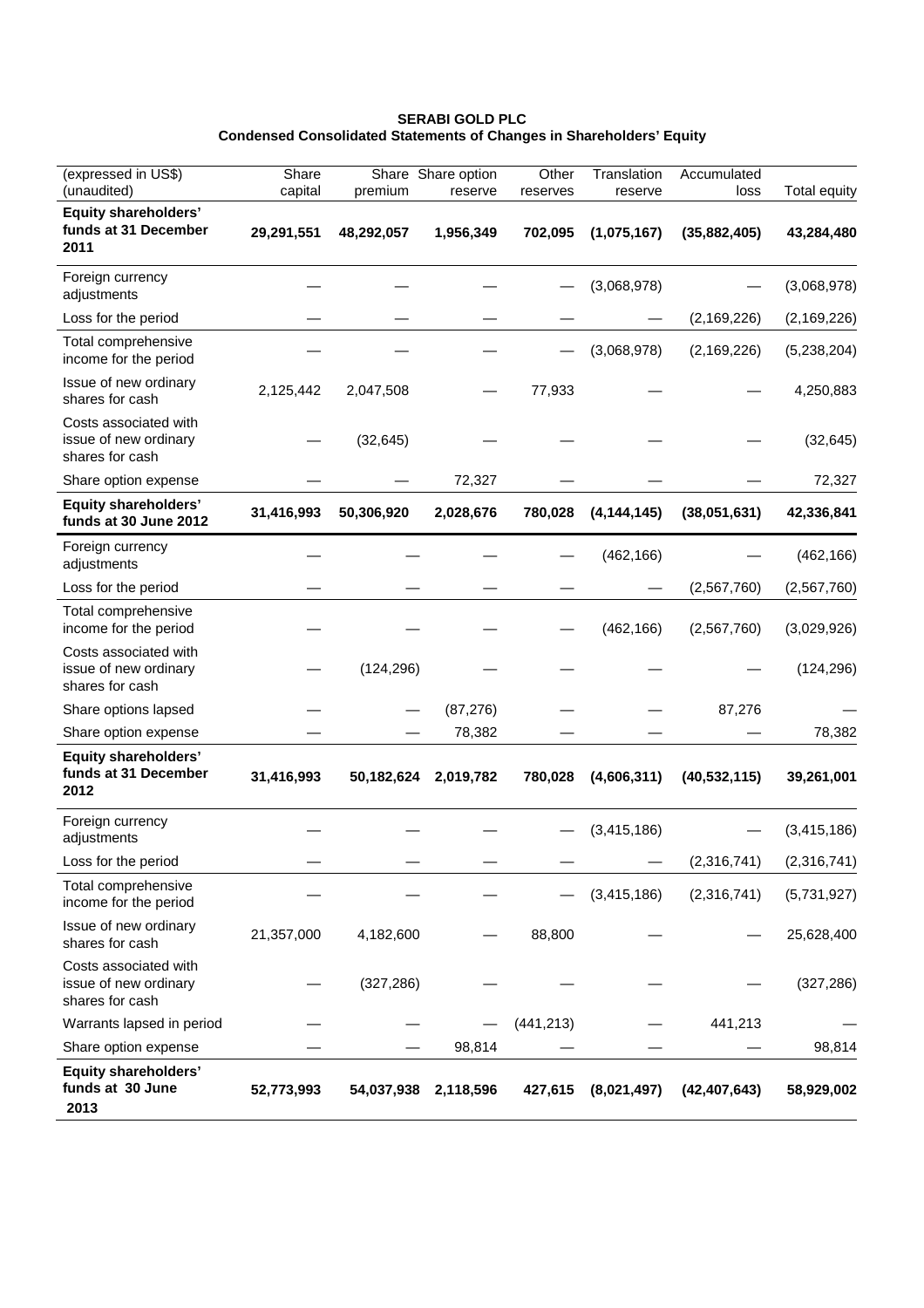**SERABI GOLD PLC**
**Condensed Consolidated Statements of Changes in Shareholders' Equity**

| (expressed in US$) (unaudited) | Share capital | Share premium | Share option reserve | Other reserves | Translation reserve | Accumulated loss | Total equity |
|---|---|---|---|---|---|---|---|
| **Equity shareholders' funds at 31 December 2011** | **29,291,551** | **48,292,057** | **1,956,349** | **702,095** | **(1,075,167)** | **(35,882,405)** | **43,284,480** |
| Foreign currency adjustments | — | — | — | — | (3,068,978) | — | (3,068,978) |
| Loss for the period | — | — | — | — | — | (2,169,226) | (2,169,226) |
| Total comprehensive income for the period | — | — | — | — | (3,068,978) | (2,169,226) | (5,238,204) |
| Issue of new ordinary shares for cash | 2,125,442 | 2,047,508 | — | 77,933 | — | — | 4,250,883 |
| Costs associated with issue of new ordinary shares for cash | — | (32,645) | — | — | — | — | (32,645) |
| Share option expense | — | — | 72,327 | — | — | — | 72,327 |
| **Equity shareholders' funds at 30 June 2012** | **31,416,993** | **50,306,920** | **2,028,676** | **780,028** | **(4,144,145)** | **(38,051,631)** | **42,336,841** |
| Foreign currency adjustments | — | — | — | — | (462,166) | — | (462,166) |
| Loss for the period | — | — | — | — | — | (2,567,760) | (2,567,760) |
| Total comprehensive income for the period | — | — | — | — | (462,166) | (2,567,760) | (3,029,926) |
| Costs associated with issue of new ordinary shares for cash | — | (124,296) | — | — | — | — | (124,296) |
| Share options lapsed | — | — | (87,276) | — | — | 87,276 | — |
| Share option expense | — | — | 78,382 | — | — | — | 78,382 |
| **Equity shareholders' funds at 31 December 2012** | **31,416,993** | **50,182,624** | **2,019,782** | **780,028** | **(4,606,311)** | **(40,532,115)** | **39,261,001** |
| Foreign currency adjustments | — | — | — | — | (3,415,186) | — | (3,415,186) |
| Loss for the period | — | — | — | — | — | (2,316,741) | (2,316,741) |
| Total comprehensive income for the period | — | — | — | — | (3,415,186) | (2,316,741) | (5,731,927) |
| Issue of new ordinary shares for cash | 21,357,000 | 4,182,600 | — | 88,800 | — | — | 25,628,400 |
| Costs associated with issue of new ordinary shares for cash | — | (327,286) | — | — | — | — | (327,286) |
| Warrants lapsed in period | — | — | — | (441,213) | — | 441,213 | — |
| Share option expense | — | — | 98,814 | — | — | — | 98,814 |
| **Equity shareholders' funds at 30 June 2013** | **52,773,993** | **54,037,938** | **2,118,596** | **427,615** | **(8,021,497)** | **(42,407,643)** | **58,929,002** |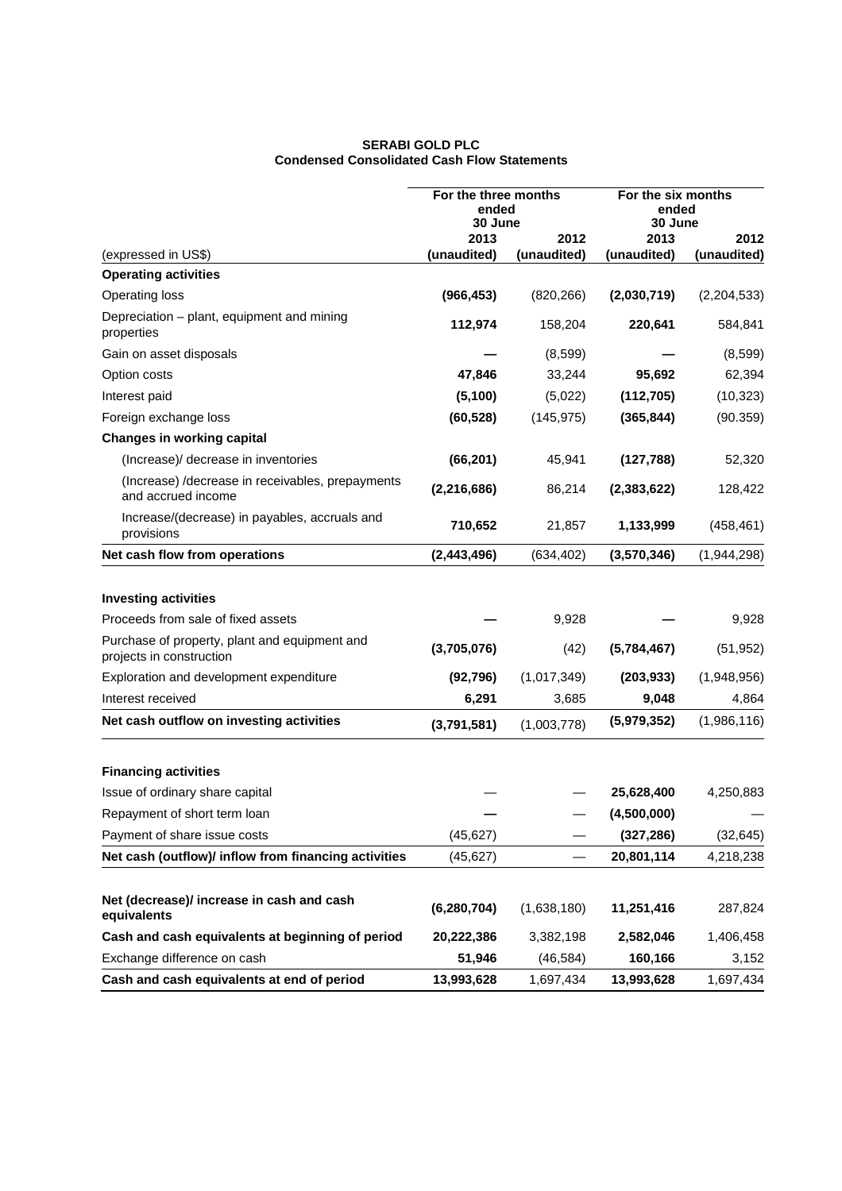**SERABI GOLD PLC**
**Condensed Consolidated Cash Flow Statements**

| | For the three months ended 30 June | | For the six months ended 30 June | |
|---|---|---|---|---|
| | 2013 | 2012 | 2013 | 2012 |
| (expressed in US$) | (unaudited) | (unaudited) | (unaudited) | (unaudited) |
| **Operating activities** | | | | |
| Operating loss | **(966,453)** | (820,266) | **(2,030,719)** | (2,204,533) |
| Depreciation – plant, equipment and mining properties | **112,974** | 158,204 | **220,641** | 584,841 |
| Gain on asset disposals | **—** | (8,599) | **—** | (8,599) |
| Option costs | **47,846** | 33,244 | **95,692** | 62,394 |
| Interest paid | **(5,100)** | (5,022) | **(112,705)** | (10,323) |
| Foreign exchange loss | **(60,528)** | (145,975) | **(365,844)** | (90.359) |
| **Changes in working capital** | | | | |
| (Increase)/ decrease in inventories | **(66,201)** | 45,941 | **(127,788)** | 52,320 |
| (Increase) /decrease in receivables, prepayments and accrued income | **(2,216,686)** | 86,214 | **(2,383,622)** | 128,422 |
| Increase/(decrease) in payables, accruals and provisions | **710,652** | 21,857 | **1,133,999** | (458,461) |
| **Net cash flow from operations** | **(2,443,496)** | (634,402) | **(3,570,346)** | (1,944,298) |
| | | | | |
| **Investing activities** | | | | |
| Proceeds from sale of fixed assets | **—** | 9,928 | **—** | 9,928 |
| Purchase of property, plant and equipment and projects in construction | **(3,705,076)** | (42) | **(5,784,467)** | (51,952) |
| Exploration and development expenditure | **(92,796)** | (1,017,349) | **(203,933)** | (1,948,956) |
| Interest received | **6,291** | 3,685 | **9,048** | 4,864 |
| **Net cash outflow on investing activities** | **(3,791,581)** | (1,003,778) | **(5,979,352)** | (1,986,116) |
| | | | | |
| **Financing activities** | | | | |
| Issue of ordinary share capital | — | — | **25,628,400** | 4,250,883 |
| Repayment of short term loan | **—** | — | **(4,500,000)** | — |
| Payment of share issue costs | (45,627) | — | **(327,286)** | (32,645) |
| **Net cash (outflow)/ inflow from financing activities** | (45,627) | — | **20,801,114** | 4,218,238 |
| | | | | |
| **Net (decrease)/ increase in cash and cash equivalents** | **(6,280,704)** | (1,638,180) | **11,251,416** | 287,824 |
| **Cash and cash equivalents at beginning of period** | **20,222,386** | 3,382,198 | **2,582,046** | 1,406,458 |
| Exchange difference on cash | **51,946** | (46,584) | **160,166** | 3,152 |
| **Cash and cash equivalents at end of period** | **13,993,628** | 1,697,434 | **13,993,628** | 1,697,434 |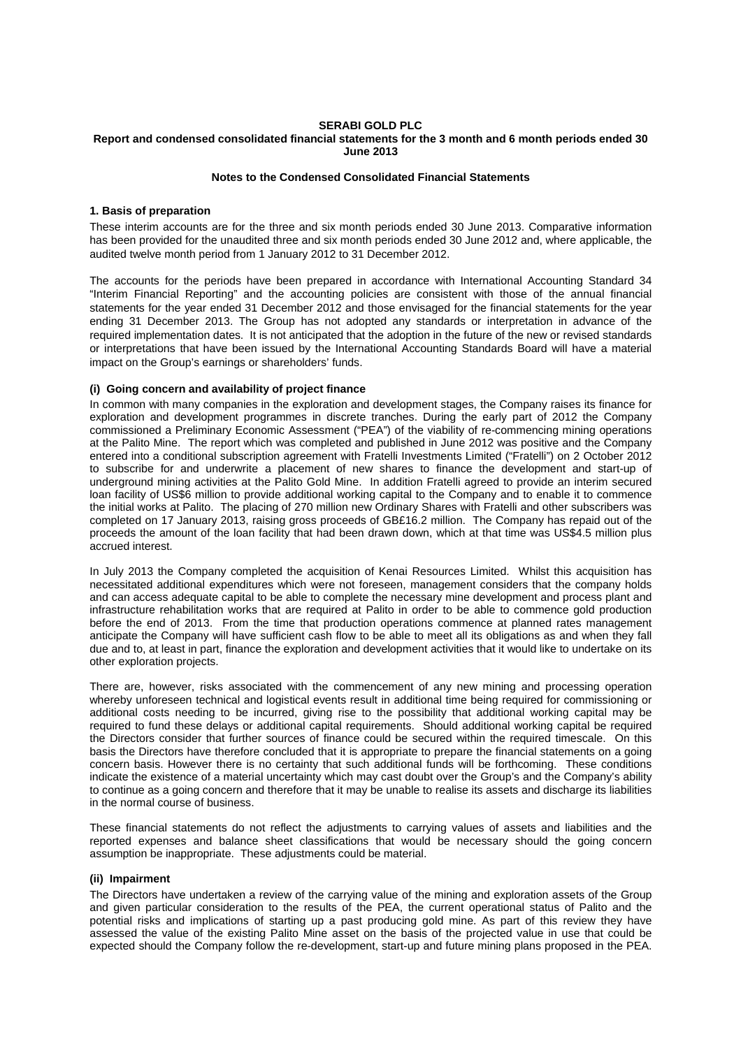**SERABI GOLD PLC**
**Report and condensed consolidated financial statements for the 3 month and 6 month periods ended 30 June 2013**

**Notes to the Condensed Consolidated Financial Statements**

## 1. Basis of preparation

These interim accounts are for the three and six month periods ended 30 June 2013. Comparative information has been provided for the unaudited three and six month periods ended 30 June 2012 and, where applicable, the audited twelve month period from 1 January 2012 to 31 December 2012.

The accounts for the periods have been prepared in accordance with International Accounting Standard 34 "Interim Financial Reporting" and the accounting policies are consistent with those of the annual financial statements for the year ended 31 December 2012 and those envisaged for the financial statements for the year ending 31 December 2013. The Group has not adopted any standards or interpretation in advance of the required implementation dates. It is not anticipated that the adoption in the future of the new or revised standards or interpretations that have been issued by the International Accounting Standards Board will have a material impact on the Group's earnings or shareholders' funds.

### (i) Going concern and availability of project finance

In common with many companies in the exploration and development stages, the Company raises its finance for exploration and development programmes in discrete tranches. During the early part of 2012 the Company commissioned a Preliminary Economic Assessment ("PEA") of the viability of re-commencing mining operations at the Palito Mine. The report which was completed and published in June 2012 was positive and the Company entered into a conditional subscription agreement with Fratelli Investments Limited ("Fratelli") on 2 October 2012 to subscribe for and underwrite a placement of new shares to finance the development and start-up of underground mining activities at the Palito Gold Mine. In addition Fratelli agreed to provide an interim secured loan facility of US$6 million to provide additional working capital to the Company and to enable it to commence the initial works at Palito. The placing of 270 million new Ordinary Shares with Fratelli and other subscribers was completed on 17 January 2013, raising gross proceeds of GB£16.2 million. The Company has repaid out of the proceeds the amount of the loan facility that had been drawn down, which at that time was US$4.5 million plus accrued interest.

In July 2013 the Company completed the acquisition of Kenai Resources Limited. Whilst this acquisition has necessitated additional expenditures which were not foreseen, management considers that the company holds and can access adequate capital to be able to complete the necessary mine development and process plant and infrastructure rehabilitation works that are required at Palito in order to be able to commence gold production before the end of 2013. From the time that production operations commence at planned rates management anticipate the Company will have sufficient cash flow to be able to meet all its obligations as and when they fall due and to, at least in part, finance the exploration and development activities that it would like to undertake on its other exploration projects.

There are, however, risks associated with the commencement of any new mining and processing operation whereby unforeseen technical and logistical events result in additional time being required for commissioning or additional costs needing to be incurred, giving rise to the possibility that additional working capital may be required to fund these delays or additional capital requirements. Should additional working capital be required the Directors consider that further sources of finance could be secured within the required timescale. On this basis the Directors have therefore concluded that it is appropriate to prepare the financial statements on a going concern basis. However there is no certainty that such additional funds will be forthcoming. These conditions indicate the existence of a material uncertainty which may cast doubt over the Group's and the Company's ability to continue as a going concern and therefore that it may be unable to realise its assets and discharge its liabilities in the normal course of business.

These financial statements do not reflect the adjustments to carrying values of assets and liabilities and the reported expenses and balance sheet classifications that would be necessary should the going concern assumption be inappropriate. These adjustments could be material.

### (ii) Impairment

The Directors have undertaken a review of the carrying value of the mining and exploration assets of the Group and given particular consideration to the results of the PEA, the current operational status of Palito and the potential risks and implications of starting up a past producing gold mine. As part of this review they have assessed the value of the existing Palito Mine asset on the basis of the projected value in use that could be expected should the Company follow the re-development, start-up and future mining plans proposed in the PEA.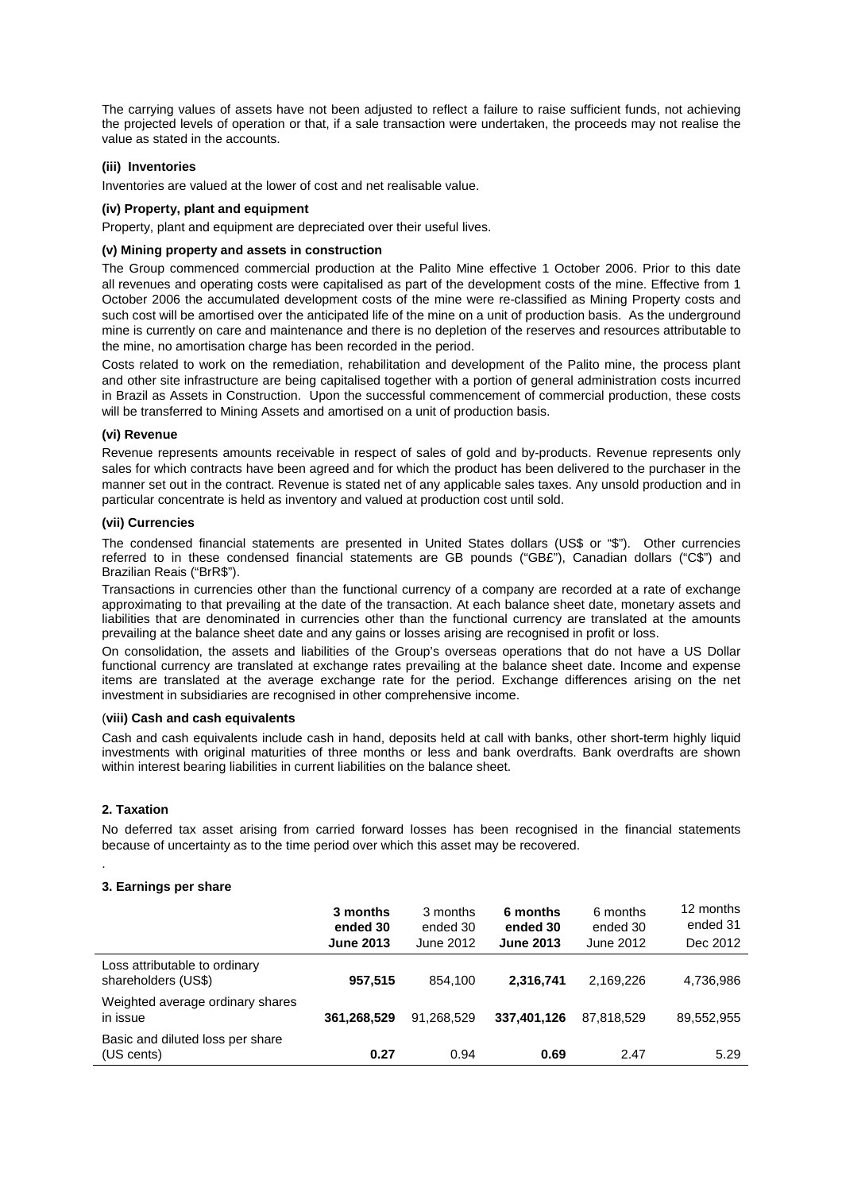The carrying values of assets have not been adjusted to reflect a failure to raise sufficient funds, not achieving the projected levels of operation or that, if a sale transaction were undertaken, the proceeds may not realise the value as stated in the accounts.

**(iii) Inventories**

Inventories are valued at the lower of cost and net realisable value.

**(iv) Property, plant and equipment**

Property, plant and equipment are depreciated over their useful lives.

**(v) Mining property and assets in construction**

The Group commenced commercial production at the Palito Mine effective 1 October 2006. Prior to this date all revenues and operating costs were capitalised as part of the development costs of the mine. Effective from 1 October 2006 the accumulated development costs of the mine were re-classified as Mining Property costs and such cost will be amortised over the anticipated life of the mine on a unit of production basis. As the underground mine is currently on care and maintenance and there is no depletion of the reserves and resources attributable to the mine, no amortisation charge has been recorded in the period.

Costs related to work on the remediation, rehabilitation and development of the Palito mine, the process plant and other site infrastructure are being capitalised together with a portion of general administration costs incurred in Brazil as Assets in Construction. Upon the successful commencement of commercial production, these costs will be transferred to Mining Assets and amortised on a unit of production basis.

**(vi) Revenue**

Revenue represents amounts receivable in respect of sales of gold and by-products. Revenue represents only sales for which contracts have been agreed and for which the product has been delivered to the purchaser in the manner set out in the contract. Revenue is stated net of any applicable sales taxes. Any unsold production and in particular concentrate is held as inventory and valued at production cost until sold.

**(vii) Currencies**

The condensed financial statements are presented in United States dollars (US$ or "$"). Other currencies referred to in these condensed financial statements are GB pounds ("GB£"), Canadian dollars ("C$") and Brazilian Reais ("BrR$").

Transactions in currencies other than the functional currency of a company are recorded at a rate of exchange approximating to that prevailing at the date of the transaction. At each balance sheet date, monetary assets and liabilities that are denominated in currencies other than the functional currency are translated at the amounts prevailing at the balance sheet date and any gains or losses arising are recognised in profit or loss.

On consolidation, the assets and liabilities of the Group's overseas operations that do not have a US Dollar functional currency are translated at exchange rates prevailing at the balance sheet date. Income and expense items are translated at the average exchange rate for the period. Exchange differences arising on the net investment in subsidiaries are recognised in other comprehensive income.

(**viii) Cash and cash equivalents**

Cash and cash equivalents include cash in hand, deposits held at call with banks, other short-term highly liquid investments with original maturities of three months or less and bank overdrafts. Bank overdrafts are shown within interest bearing liabilities in current liabilities on the balance sheet.

**2. Taxation**

No deferred tax asset arising from carried forward losses has been recognised in the financial statements because of uncertainty as to the time period over which this asset may be recovered.

.

**3. Earnings per share**

| | **3 months ended 30 June 2013** | 3 months ended 30 June 2012 | **6 months ended 30 June 2013** | 6 months ended 30 June 2012 | 12 months ended 31 Dec 2012 |
|---|---|---|---|---|---|
| Loss attributable to ordinary shareholders (US$) | **957,515** | 854,100 | **2,316,741** | 2,169,226 | 4,736,986 |
| Weighted average ordinary shares in issue | **361,268,529** | 91,268,529 | **337,401,126** | 87,818,529 | 89,552,955 |
| Basic and diluted loss per share (US cents) | **0.27** | 0.94 | **0.69** | 2.47 | 5.29 |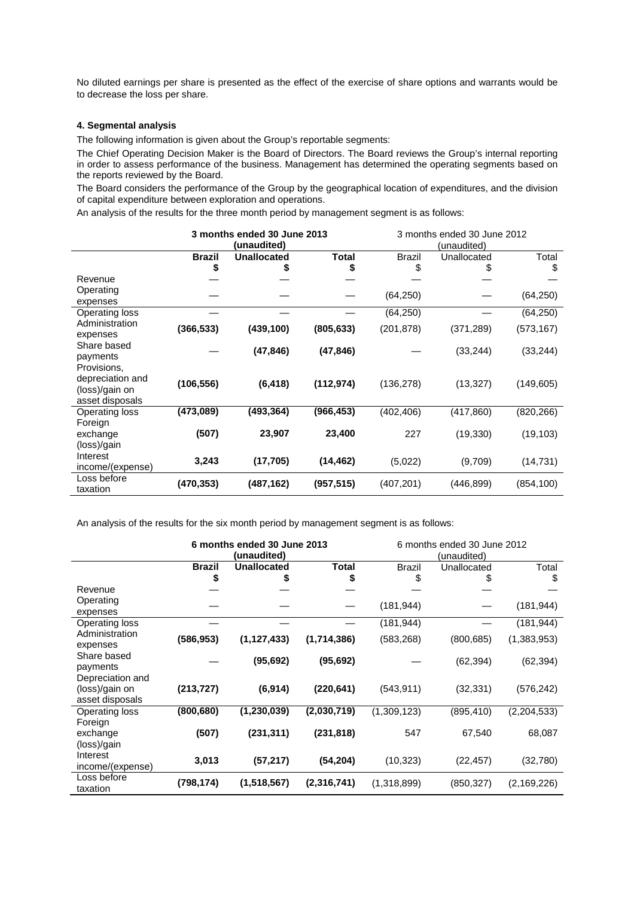No diluted earnings per share is presented as the effect of the exercise of share options and warrants would be to decrease the loss per share.

**4. Segmental analysis**

The following information is given about the Group's reportable segments:

The Chief Operating Decision Maker is the Board of Directors. The Board reviews the Group's internal reporting in order to assess performance of the business. Management has determined the operating segments based on the reports reviewed by the Board.

The Board considers the performance of the Group by the geographical location of expenditures, and the division of capital expenditure between exploration and operations.

An analysis of the results for the three month period by management segment is as follows:

| | **3 months ended 30 June 2013 (unaudited)** | | | 3 months ended 30 June 2012 (unaudited) | | |
|---|---|---|---|---|---|---|
| | **Brazil \$** | **Unallocated \$** | **Total \$** | Brazil \$ | Unallocated \$ | Total \$ |
| Revenue | — | — | — | — | — | — |
| Operating expenses | — | — | — | (64,250) | — | (64,250) |
| Operating loss | — | — | — | (64,250) | — | (64,250) |
| Administration expenses | **(366,533)** | **(439,100)** | **(805,633)** | (201,878) | (371,289) | (573,167) |
| Share based payments | — | **(47,846)** | **(47,846)** | — | (33,244) | (33,244) |
| Provisions, depreciation and (loss)/gain on asset disposals | **(106,556)** | **(6,418)** | **(112,974)** | (136,278) | (13,327) | (149,605) |
| Operating loss | **(473,089)** | **(493,364)** | **(966,453)** | (402,406) | (417,860) | (820,266) |
| Foreign exchange (loss)/gain | **(507)** | **23,907** | **23,400** | 227 | (19,330) | (19,103) |
| Interest income/(expense) | **3,243** | **(17,705)** | **(14,462)** | (5,022) | (9,709) | (14,731) |
| Loss before taxation | **(470,353)** | **(487,162)** | **(957,515)** | (407,201) | (446,899) | (854,100) |

An analysis of the results for the six month period by management segment is as follows:

| | **6 months ended 30 June 2013 (unaudited)** | | | 6 months ended 30 June 2012 (unaudited) | | |
|---|---|---|---|---|---|---|
| | **Brazil \$** | **Unallocated \$** | **Total \$** | Brazil \$ | Unallocated \$ | Total \$ |
| Revenue | — | — | — | — | — | — |
| Operating expenses | — | — | — | (181,944) | — | (181,944) |
| Operating loss | — | — | — | (181,944) | — | (181,944) |
| Administration expenses | **(586,953)** | **(1,127,433)** | **(1,714,386)** | (583,268) | (800,685) | (1,383,953) |
| Share based payments | — | **(95,692)** | **(95,692)** | — | (62,394) | (62,394) |
| Depreciation and (loss)/gain on asset disposals | **(213,727)** | **(6,914)** | **(220,641)** | (543,911) | (32,331) | (576,242) |
| Operating loss | **(800,680)** | **(1,230,039)** | **(2,030,719)** | (1,309,123) | (895,410) | (2,204,533) |
| Foreign exchange (loss)/gain | **(507)** | **(231,311)** | **(231,818)** | 547 | 67,540 | 68,087 |
| Interest income/(expense) | **3,013** | **(57,217)** | **(54,204)** | (10,323) | (22,457) | (32,780) |
| Loss before taxation | **(798,174)** | **(1,518,567)** | **(2,316,741)** | (1,318,899) | (850,327) | (2,169,226) |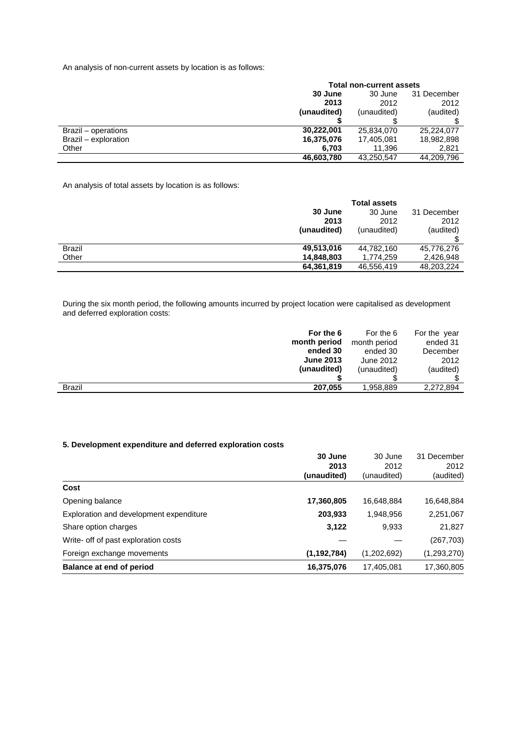An analysis of non-current assets by location is as follows:

| | Total non-current assets | | |
|---|---|---|---|
| | **30 June 2013 (unaudited) $** | 30 June 2012 (unaudited) $ | 31 December 2012 (audited) $ |
| Brazil – operations | **30,222,001** | 25,834,070 | 25,224,077 |
| Brazil – exploration | **16,375,076** | 17,405,081 | 18,982,898 |
| Other | **6,703** | 11,396 | 2,821 |
| | **46,603,780** | 43,250,547 | 44,209,796 |

An analysis of total assets by location is as follows:

| | Total assets | | |
|---|---|---|---|
| | **30 June 2013 (unaudited)** | 30 June 2012 (unaudited) | 31 December 2012 (audited) $ |
| Brazil | **49,513,016** | 44,782,160 | 45,776,276 |
| Other | **14,848,803** | 1,774,259 | 2,426,948 |
| | **64,361,819** | 46,556,419 | 48,203,224 |

During the six month period, the following amounts incurred by project location were capitalised as development and deferred exploration costs:

| | **For the 6 month period ended 30 June 2013 (unaudited) $** | For the 6 month period ended 30 June 2012 (unaudited) $ | For the year ended 31 December 2012 (audited) $ |
|---|---|---|---|
| Brazil | **207,055** | 1,958,889 | 2,272,894 |

**5. Development expenditure and deferred exploration costs**

| | **30 June 2013 (unaudited)** | 30 June 2012 (unaudited) | 31 December 2012 (audited) |
|---|---|---|---|
| **Cost** | | | |
| Opening balance | **17,360,805** | 16,648,884 | 16,648,884 |
| Exploration and development expenditure | **203,933** | 1,948,956 | 2,251,067 |
| Share option charges | **3,122** | 9,933 | 21,827 |
| Write- off of past exploration costs | **—** | — | (267,703) |
| Foreign exchange movements | **(1,192,784)** | (1,202,692) | (1,293,270) |
| **Balance at end of period** | **16,375,076** | 17,405,081 | 17,360,805 |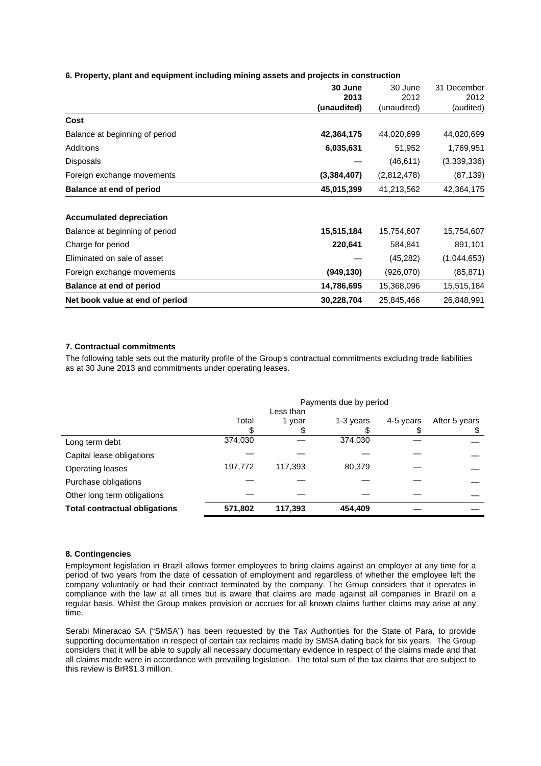**6. Property, plant and equipment including mining assets and projects in construction**

| | **30 June 2013 (unaudited)** | 30 June 2012 (unaudited) | 31 December 2012 (audited) |
|---|---|---|---|
| **Cost** | | | |
| Balance at beginning of period | **42,364,175** | 44,020,699 | 44,020,699 |
| Additions | **6,035,631** | 51,952 | 1,769,951 |
| Disposals | — | (46,611) | (3,339,336) |
| Foreign exchange movements | **(3,384,407)** | (2,812,478) | (87,139) |
| **Balance at end of period** | **45,015,399** | 41,213,562 | 42,364,175 |
| | | | |
| **Accumulated depreciation** | | | |
| Balance at beginning of period | **15,515,184** | 15,754,607 | 15,754,607 |
| Charge for period | **220,641** | 584,841 | 891,101 |
| Eliminated on sale of asset | — | (45,282) | (1,044,653) |
| Foreign exchange movements | **(949,130)** | (926,070) | (85,871) |
| **Balance at end of period** | **14,786,695** | 15,368,096 | 15,515,184 |
| **Net book value at end of period** | **30,228,704** | 25,845,466 | 26,848,991 |

**7. Contractual commitments**

The following table sets out the maturity profile of the Group's contractual commitments excluding trade liabilities as at 30 June 2013 and commitments under operating leases.

| | Payments due by period | | | | |
|---|---|---|---|---|---|
| | Total $ | Less than 1 year $ | 1-3 years $ | 4-5 years $ | After 5 years $ |
| Long term debt | 374,030 | — | 374,030 | — | — |
| Capital lease obligations | — | — | — | — | — |
| Operating leases | 197,772 | 117,393 | 80,379 | — | — |
| Purchase obligations | — | — | — | — | — |
| Other long term obligations | — | — | — | — | — |
| **Total contractual obligations** | **571,802** | **117,393** | **454,409** | — | — |

**8. Contingencies**

Employment legislation in Brazil allows former employees to bring claims against an employer at any time for a period of two years from the date of cessation of employment and regardless of whether the employee left the company voluntarily or had their contract terminated by the company. The Group considers that it operates in compliance with the law at all times but is aware that claims are made against all companies in Brazil on a regular basis. Whilst the Group makes provision or accrues for all known claims further claims may arise at any time.

Serabi Mineracao SA ("SMSA") has been requested by the Tax Authorities for the State of Para, to provide supporting documentation in respect of certain tax reclaims made by SMSA dating back for six years. The Group considers that it will be able to supply all necessary documentary evidence in respect of the claims made and that all claims made were in accordance with prevailing legislation. The total sum of the tax claims that are subject to this review is BrR$1.3 million.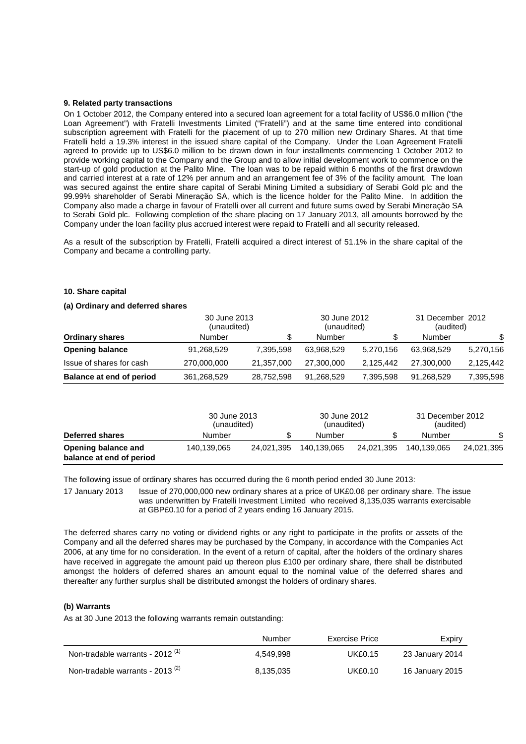**9. Related party transactions**

On 1 October 2012, the Company entered into a secured loan agreement for a total facility of US$6.0 million ("the Loan Agreement") with Fratelli Investments Limited ("Fratelli") and at the same time entered into conditional subscription agreement with Fratelli for the placement of up to 270 million new Ordinary Shares. At that time Fratelli held a 19.3% interest in the issued share capital of the Company. Under the Loan Agreement Fratelli agreed to provide up to US$6.0 million to be drawn down in four installments commencing 1 October 2012 to provide working capital to the Company and the Group and to allow initial development work to commence on the start-up of gold production at the Palito Mine. The loan was to be repaid within 6 months of the first drawdown and carried interest at a rate of 12% per annum and an arrangement fee of 3% of the facility amount. The loan was secured against the entire share capital of Serabi Mining Limited a subsidiary of Serabi Gold plc and the 99.99% shareholder of Serabi Mineração SA, which is the licence holder for the Palito Mine. In addition the Company also made a charge in favour of Fratelli over all current and future sums owed by Serabi Mineração SA to Serabi Gold plc. Following completion of the share placing on 17 January 2013, all amounts borrowed by the Company under the loan facility plus accrued interest were repaid to Fratelli and all security released.

As a result of the subscription by Fratelli, Fratelli acquired a direct interest of 51.1% in the share capital of the Company and became a controlling party.

**10. Share capital**

**(a) Ordinary and deferred shares**

| | 30 June 2013 (unaudited) | | 30 June 2012 (unaudited) | | 31 December 2012 (audited) | |
|---|---|---|---|---|---|---|
| **Ordinary shares** | Number | $ | Number | $ | Number | $ |
| **Opening balance** | 91,268,529 | 7,395,598 | 63,968,529 | 5,270,156 | 63,968,529 | 5,270,156 |
| Issue of shares for cash | 270,000,000 | 21,357,000 | 27,300,000 | 2,125,442 | 27,300,000 | 2,125,442 |
| **Balance at end of period** | 361,268,529 | 28,752,598 | 91,268,529 | 7,395,598 | 91,268,529 | 7,395,598 |

| | 30 June 2013 (unaudited) | | 30 June 2012 (unaudited) | | 31 December 2012 (audited) | |
|---|---|---|---|---|---|---|
| **Deferred shares** | Number | $ | Number | $ | Number | $ |
| **Opening balance and balance at end of period** | 140,139,065 | 24,021,395 | 140,139,065 | 24,021,395 | 140,139,065 | 24,021,395 |

The following issue of ordinary shares has occurred during the 6 month period ended 30 June 2013:

17 January 2013 Issue of 270,000,000 new ordinary shares at a price of UK£0.06 per ordinary share. The issue was underwritten by Fratelli Investment Limited who received 8,135,035 warrants exercisable at GBP£0.10 for a period of 2 years ending 16 January 2015.

The deferred shares carry no voting or dividend rights or any right to participate in the profits or assets of the Company and all the deferred shares may be purchased by the Company, in accordance with the Companies Act 2006, at any time for no consideration. In the event of a return of capital, after the holders of the ordinary shares have received in aggregate the amount paid up thereon plus £100 per ordinary share, there shall be distributed amongst the holders of deferred shares an amount equal to the nominal value of the deferred shares and thereafter any further surplus shall be distributed amongst the holders of ordinary shares.

**(b) Warrants**

As at 30 June 2013 the following warrants remain outstanding:

| | Number | Exercise Price | Expiry |
|---|---|---|---|
| Non-tradable warrants - 2012 [1] | 4,549,998 | UK£0.15 | 23 January 2014 |
| Non-tradable warrants - 2013 [2] | 8,135,035 | UK£0.10 | 16 January 2015 |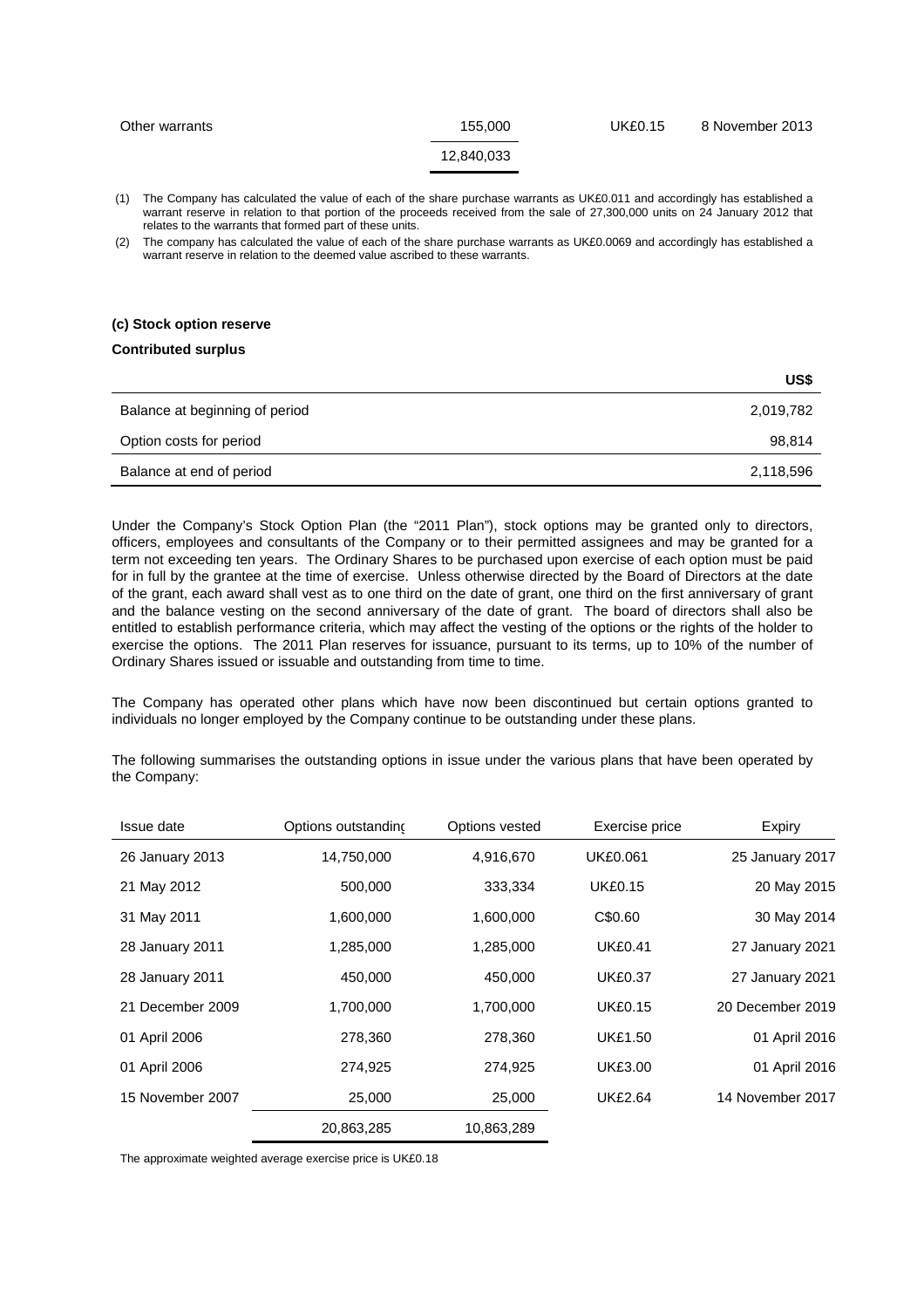| | | | |
|---|---|---|---|
| Other warrants | 155,000 | UK£0.15 | 8 November 2013 |
| | 12,840,033 | | |

(1) The Company has calculated the value of each of the share purchase warrants as UK£0.011 and accordingly has established a warrant reserve in relation to that portion of the proceeds received from the sale of 27,300,000 units on 24 January 2012 that relates to the warrants that formed part of these units.

(2) The company has calculated the value of each of the share purchase warrants as UK£0.0069 and accordingly has established a warrant reserve in relation to the deemed value ascribed to these warrants.

**(c) Stock option reserve**

**Contributed surplus**

| | US$ |
|---|---|
| Balance at beginning of period | 2,019,782 |
| Option costs for period | 98,814 |
| Balance at end of period | 2,118,596 |

Under the Company's Stock Option Plan (the "2011 Plan"), stock options may be granted only to directors, officers, employees and consultants of the Company or to their permitted assignees and may be granted for a term not exceeding ten years. The Ordinary Shares to be purchased upon exercise of each option must be paid for in full by the grantee at the time of exercise. Unless otherwise directed by the Board of Directors at the date of the grant, each award shall vest as to one third on the date of grant, one third on the first anniversary of grant and the balance vesting on the second anniversary of the date of grant. The board of directors shall also be entitled to establish performance criteria, which may affect the vesting of the options or the rights of the holder to exercise the options. The 2011 Plan reserves for issuance, pursuant to its terms, up to 10% of the number of Ordinary Shares issued or issuable and outstanding from time to time.

The Company has operated other plans which have now been discontinued but certain options granted to individuals no longer employed by the Company continue to be outstanding under these plans.

The following summarises the outstanding options in issue under the various plans that have been operated by the Company:

| Issue date | Options outstanding | Options vested | Exercise price | Expiry |
|---|---|---|---|---|
| 26 January 2013 | 14,750,000 | 4,916,670 | UK£0.061 | 25 January 2017 |
| 21 May 2012 | 500,000 | 333,334 | UK£0.15 | 20 May 2015 |
| 31 May 2011 | 1,600,000 | 1,600,000 | C$0.60 | 30 May 2014 |
| 28 January 2011 | 1,285,000 | 1,285,000 | UK£0.41 | 27 January 2021 |
| 28 January 2011 | 450,000 | 450,000 | UK£0.37 | 27 January 2021 |
| 21 December 2009 | 1,700,000 | 1,700,000 | UK£0.15 | 20 December 2019 |
| 01 April 2006 | 278,360 | 278,360 | UK£1.50 | 01 April 2016 |
| 01 April 2006 | 274,925 | 274,925 | UK£3.00 | 01 April 2016 |
| 15 November 2007 | 25,000 | 25,000 | UK£2.64 | 14 November 2017 |
| | 20,863,285 | 10,863,289 | | |

The approximate weighted average exercise price is UK£0.18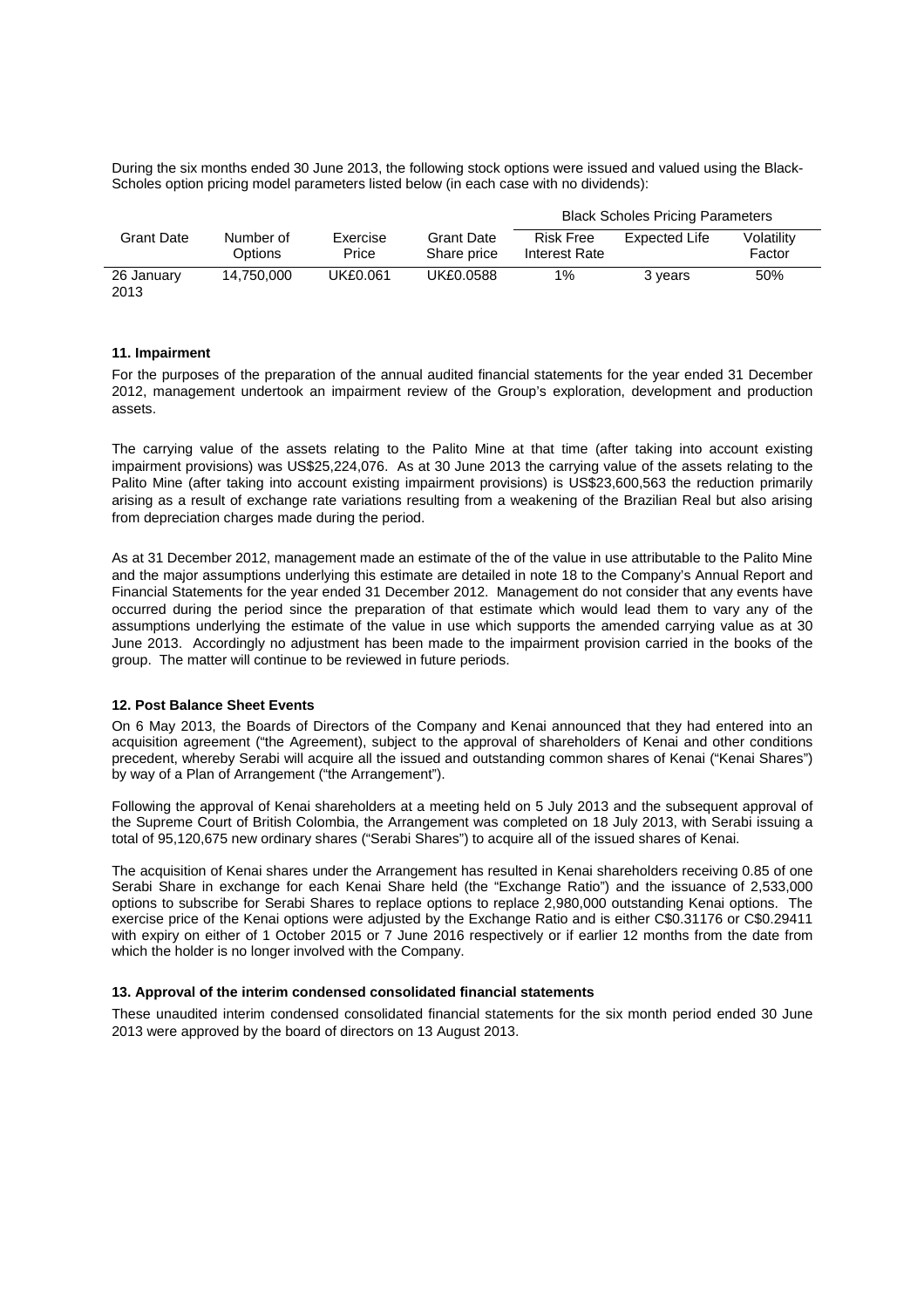During the six months ended 30 June 2013, the following stock options were issued and valued using the Black-Scholes option pricing model parameters listed below (in each case with no dividends):

| | | | | Black Scholes Pricing Parameters | | |
|---|---|---|---|---|---|---|
| Grant Date | Number of Options | Exercise Price | Grant Date Share price | Risk Free Interest Rate | Expected Life | Volatility Factor |
| 26 January 2013 | 14,750,000 | UK£0.061 | UK£0.0588 | 1% | 3 years | 50% |

**11. Impairment**

For the purposes of the preparation of the annual audited financial statements for the year ended 31 December 2012, management undertook an impairment review of the Group's exploration, development and production assets.

The carrying value of the assets relating to the Palito Mine at that time (after taking into account existing impairment provisions) was US$25,224,076. As at 30 June 2013 the carrying value of the assets relating to the Palito Mine (after taking into account existing impairment provisions) is US$23,600,563 the reduction primarily arising as a result of exchange rate variations resulting from a weakening of the Brazilian Real but also arising from depreciation charges made during the period.

As at 31 December 2012, management made an estimate of the of the value in use attributable to the Palito Mine and the major assumptions underlying this estimate are detailed in note 18 to the Company's Annual Report and Financial Statements for the year ended 31 December 2012. Management do not consider that any events have occurred during the period since the preparation of that estimate which would lead them to vary any of the assumptions underlying the estimate of the value in use which supports the amended carrying value as at 30 June 2013. Accordingly no adjustment has been made to the impairment provision carried in the books of the group. The matter will continue to be reviewed in future periods.

**12. Post Balance Sheet Events**

On 6 May 2013, the Boards of Directors of the Company and Kenai announced that they had entered into an acquisition agreement ("the Agreement), subject to the approval of shareholders of Kenai and other conditions precedent, whereby Serabi will acquire all the issued and outstanding common shares of Kenai ("Kenai Shares") by way of a Plan of Arrangement ("the Arrangement").

Following the approval of Kenai shareholders at a meeting held on 5 July 2013 and the subsequent approval of the Supreme Court of British Colombia, the Arrangement was completed on 18 July 2013, with Serabi issuing a total of 95,120,675 new ordinary shares ("Serabi Shares") to acquire all of the issued shares of Kenai.

The acquisition of Kenai shares under the Arrangement has resulted in Kenai shareholders receiving 0.85 of one Serabi Share in exchange for each Kenai Share held (the "Exchange Ratio") and the issuance of 2,533,000 options to subscribe for Serabi Shares to replace options to replace 2,980,000 outstanding Kenai options. The exercise price of the Kenai options were adjusted by the Exchange Ratio and is either C$0.31176 or C$0.29411 with expiry on either of 1 October 2015 or 7 June 2016 respectively or if earlier 12 months from the date from which the holder is no longer involved with the Company.

**13. Approval of the interim condensed consolidated financial statements**

These unaudited interim condensed consolidated financial statements for the six month period ended 30 June 2013 were approved by the board of directors on 13 August 2013.